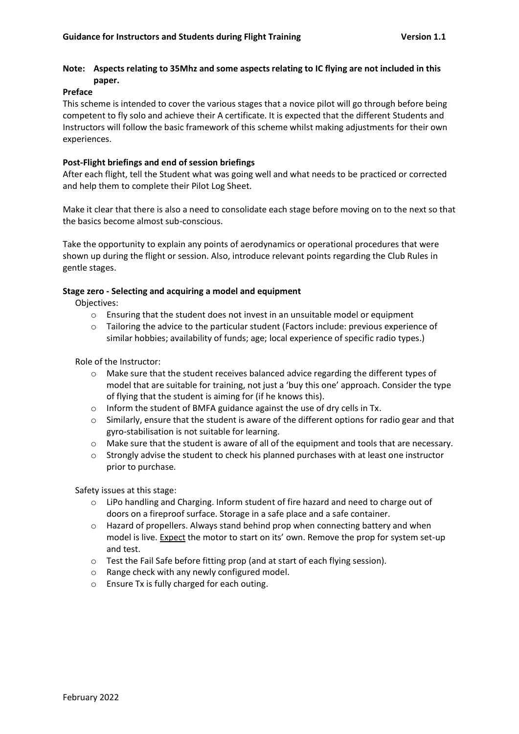**Note: Aspects relating to 35Mhz and some aspects relating to IC flying are not included in this paper.**

**Preface**

This scheme is intended to cover the various stages that a novice pilot will go through before being competent to fly solo and achieve their A certificate. It is expected that the different Students and Instructors will follow the basic framework of this scheme whilst making adjustments for their own experiences.

**Post-Flight briefings and end of session briefings**

After each flight, tell the Student what was going well and what needs to be practiced or corrected and help them to complete their Pilot Log Sheet.

Make it clear that there is also a need to consolidate each stage before moving on to the next so that the basics become almost sub-conscious.

Take the opportunity to explain any points of aerodynamics or operational procedures that were shown up during the flight or session. Also, introduce relevant points regarding the Club Rules in gentle stages.

**Stage zero - Selecting and acquiring a model and equipment**

Objectives:

- Ensuring that the student does not invest in an unsuitable model or equipment
- Tailoring the advice to the particular student (Factors include: previous experience of similar hobbies; availability of funds; age; local experience of specific radio types.)

Role of the Instructor:

- Make sure that the student receives balanced advice regarding the different types of model that are suitable for training, not just a 'buy this one' approach. Consider the type of flying that the student is aiming for (if he knows this).
- Inform the student of BMFA guidance against the use of dry cells in Tx.
- Similarly, ensure that the student is aware of the different options for radio gear and that gyro-stabilisation is not suitable for learning.
- Make sure that the student is aware of all of the equipment and tools that are necessary.
- Strongly advise the student to check his planned purchases with at least one instructor prior to purchase.

Safety issues at this stage:

- LiPo handling and Charging. Inform student of fire hazard and need to charge out of doors on a fireproof surface. Storage in a safe place and a safe container.
- Hazard of propellers. Always stand behind prop when connecting battery and when model is live. Expect the motor to start on its' own. Remove the prop for system set-up and test.
- Test the Fail Safe before fitting prop (and at start of each flying session).
- Range check with any newly configured model.
- Ensure Tx is fully charged for each outing.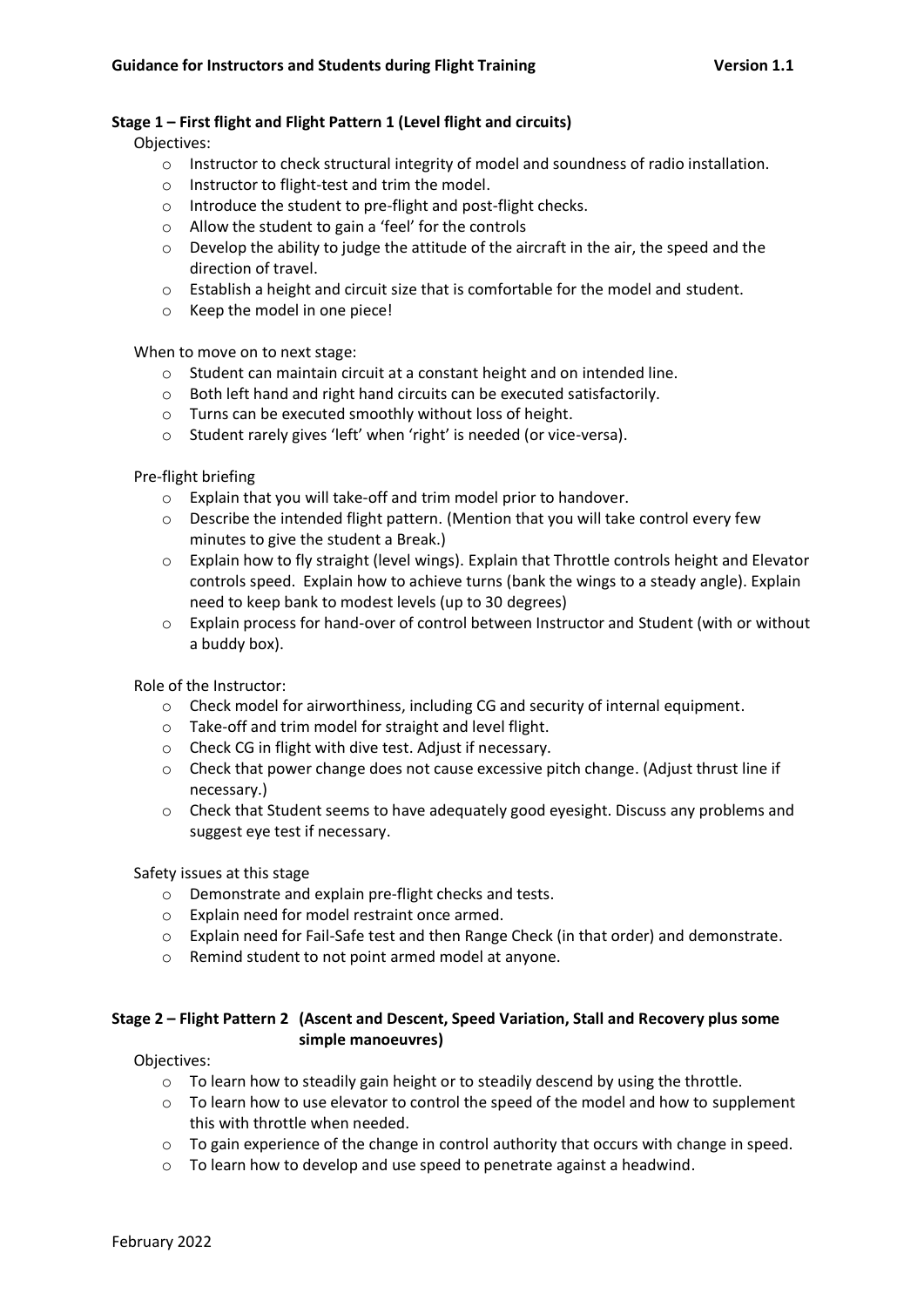### Stage 1 – First flight and Flight Pattern 1 (Level flight and circuits)

Objectives:

- Instructor to check structural integrity of model and soundness of radio installation.
- Instructor to flight-test and trim the model.
- Introduce the student to pre-flight and post-flight checks.
- Allow the student to gain a 'feel' for the controls
- Develop the ability to judge the attitude of the aircraft in the air, the speed and the direction of travel.
- Establish a height and circuit size that is comfortable for the model and student.
- Keep the model in one piece!

When to move on to next stage:

- Student can maintain circuit at a constant height and on intended line.
- Both left hand and right hand circuits can be executed satisfactorily.
- Turns can be executed smoothly without loss of height.
- Student rarely gives 'left' when 'right' is needed (or vice-versa).

Pre-flight briefing

- Explain that you will take-off and trim model prior to handover.
- Describe the intended flight pattern. (Mention that you will take control every few minutes to give the student a Break.)
- Explain how to fly straight (level wings). Explain that Throttle controls height and Elevator controls speed. Explain how to achieve turns (bank the wings to a steady angle). Explain need to keep bank to modest levels (up to 30 degrees)
- Explain process for hand-over of control between Instructor and Student (with or without a buddy box).

Role of the Instructor:

- Check model for airworthiness, including CG and security of internal equipment.
- Take-off and trim model for straight and level flight.
- Check CG in flight with dive test. Adjust if necessary.
- Check that power change does not cause excessive pitch change. (Adjust thrust line if necessary.)
- Check that Student seems to have adequately good eyesight. Discuss any problems and suggest eye test if necessary.

Safety issues at this stage

- Demonstrate and explain pre-flight checks and tests.
- Explain need for model restraint once armed.
- Explain need for Fail-Safe test and then Range Check (in that order) and demonstrate.
- Remind student to not point armed model at anyone.

### Stage 2 – Flight Pattern 2 (Ascent and Descent, Speed Variation, Stall and Recovery plus some simple manoeuvres)

Objectives:

- To learn how to steadily gain height or to steadily descend by using the throttle.
- To learn how to use elevator to control the speed of the model and how to supplement this with throttle when needed.
- To gain experience of the change in control authority that occurs with change in speed.
- To learn how to develop and use speed to penetrate against a headwind.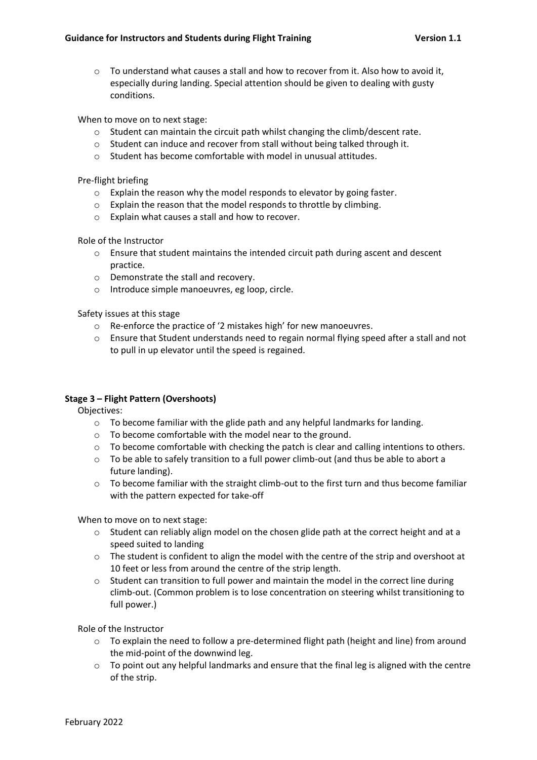- To understand what causes a stall and how to recover from it. Also how to avoid it, especially during landing. Special attention should be given to dealing with gusty conditions.

When to move on to next stage:

- Student can maintain the circuit path whilst changing the climb/descent rate.
- Student can induce and recover from stall without being talked through it.
- Student has become comfortable with model in unusual attitudes.

Pre-flight briefing

- Explain the reason why the model responds to elevator by going faster.
- Explain the reason that the model responds to throttle by climbing.
- Explain what causes a stall and how to recover.

Role of the Instructor

- Ensure that student maintains the intended circuit path during ascent and descent practice.
- Demonstrate the stall and recovery.
- Introduce simple manoeuvres, eg loop, circle.

Safety issues at this stage

- Re-enforce the practice of '2 mistakes high' for new manoeuvres.
- Ensure that Student understands need to regain normal flying speed after a stall and not to pull in up elevator until the speed is regained.

### Stage 3 – Flight Pattern (Overshoots)

Objectives:

- To become familiar with the glide path and any helpful landmarks for landing.
- To become comfortable with the model near to the ground.
- To become comfortable with checking the patch is clear and calling intentions to others.
- To be able to safely transition to a full power climb-out (and thus be able to abort a future landing).
- To become familiar with the straight climb-out to the first turn and thus become familiar with the pattern expected for take-off

When to move on to next stage:

- Student can reliably align model on the chosen glide path at the correct height and at a speed suited to landing
- The student is confident to align the model with the centre of the strip and overshoot at 10 feet or less from around the centre of the strip length.
- Student can transition to full power and maintain the model in the correct line during climb-out. (Common problem is to lose concentration on steering whilst transitioning to full power.)

Role of the Instructor

- To explain the need to follow a pre-determined flight path (height and line) from around the mid-point of the downwind leg.
- To point out any helpful landmarks and ensure that the final leg is aligned with the centre of the strip.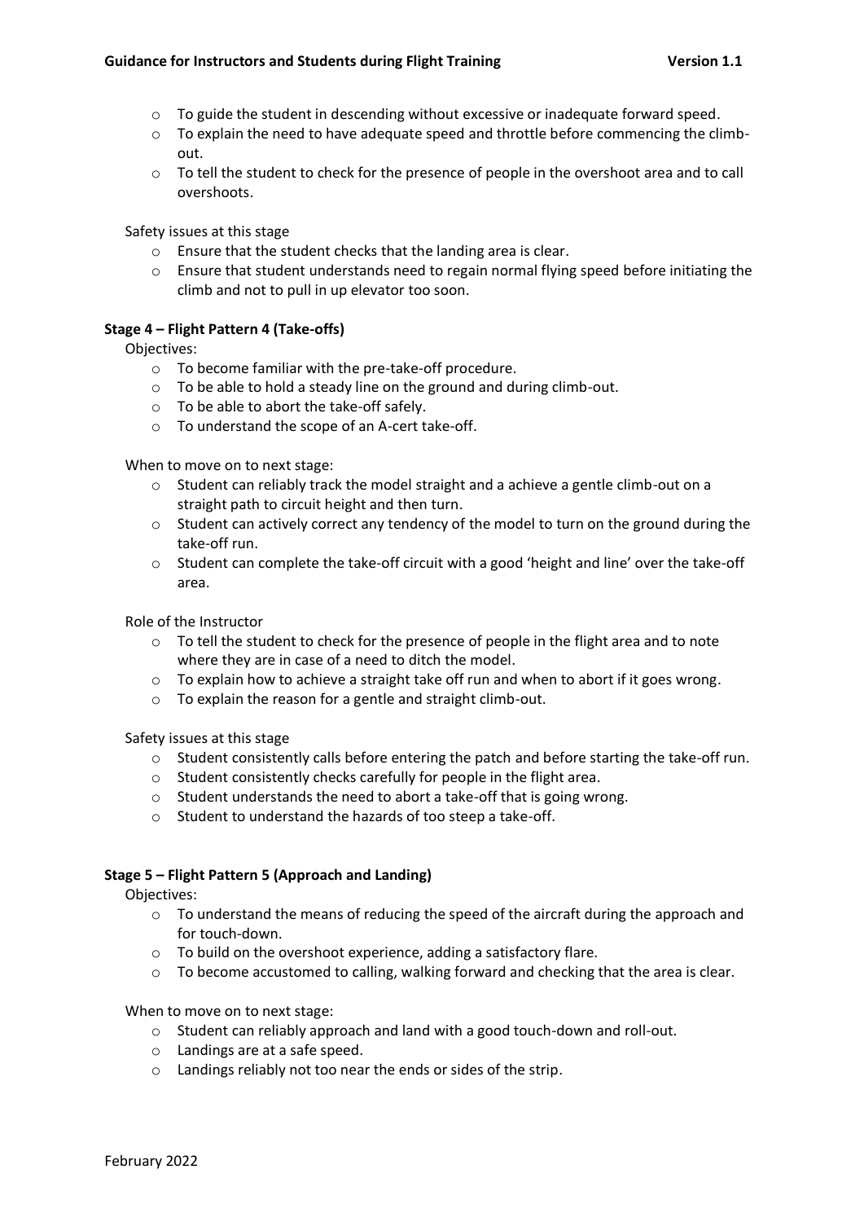- To guide the student in descending without excessive or inadequate forward speed.
- To explain the need to have adequate speed and throttle before commencing the climb-out.
- To tell the student to check for the presence of people in the overshoot area and to call overshoots.

Safety issues at this stage

- Ensure that the student checks that the landing area is clear.
- Ensure that student understands need to regain normal flying speed before initiating the climb and not to pull in up elevator too soon.

**Stage 4 – Flight Pattern 4 (Take-offs)**

Objectives:

- To become familiar with the pre-take-off procedure.
- To be able to hold a steady line on the ground and during climb-out.
- To be able to abort the take-off safely.
- To understand the scope of an A-cert take-off.

When to move on to next stage:

- Student can reliably track the model straight and a achieve a gentle climb-out on a straight path to circuit height and then turn.
- Student can actively correct any tendency of the model to turn on the ground during the take-off run.
- Student can complete the take-off circuit with a good 'height and line' over the take-off area.

Role of the Instructor

- To tell the student to check for the presence of people in the flight area and to note where they are in case of a need to ditch the model.
- To explain how to achieve a straight take off run and when to abort if it goes wrong.
- To explain the reason for a gentle and straight climb-out.

Safety issues at this stage

- Student consistently calls before entering the patch and before starting the take-off run.
- Student consistently checks carefully for people in the flight area.
- Student understands the need to abort a take-off that is going wrong.
- Student to understand the hazards of too steep a take-off.

**Stage 5 – Flight Pattern 5 (Approach and Landing)**

Objectives:

- To understand the means of reducing the speed of the aircraft during the approach and for touch-down.
- To build on the overshoot experience, adding a satisfactory flare.
- To become accustomed to calling, walking forward and checking that the area is clear.

When to move on to next stage:

- Student can reliably approach and land with a good touch-down and roll-out.
- Landings are at a safe speed.
- Landings reliably not too near the ends or sides of the strip.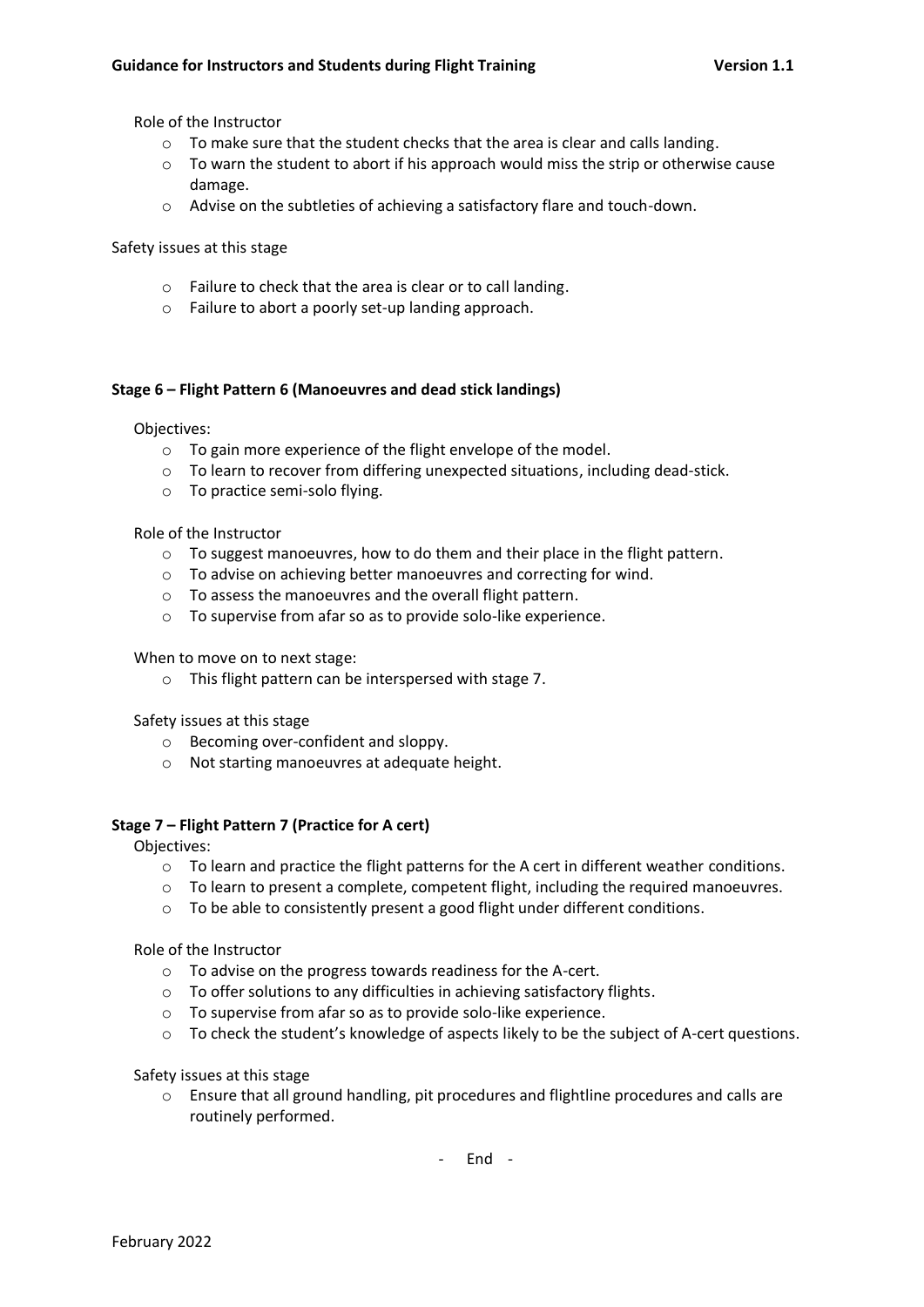Role of the Instructor

- To make sure that the student checks that the area is clear and calls landing.
- To warn the student to abort if his approach would miss the strip or otherwise cause damage.
- Advise on the subtleties of achieving a satisfactory flare and touch-down.

Safety issues at this stage

- Failure to check that the area is clear or to call landing.
- Failure to abort a poorly set-up landing approach.

### Stage 6 – Flight Pattern 6 (Manoeuvres and dead stick landings)

Objectives:

- To gain more experience of the flight envelope of the model.
- To learn to recover from differing unexpected situations, including dead-stick.
- To practice semi-solo flying.

Role of the Instructor

- To suggest manoeuvres, how to do them and their place in the flight pattern.
- To advise on achieving better manoeuvres and correcting for wind.
- To assess the manoeuvres and the overall flight pattern.
- To supervise from afar so as to provide solo-like experience.

When to move on to next stage:

- This flight pattern can be interspersed with stage 7.

Safety issues at this stage

- Becoming over-confident and sloppy.
- Not starting manoeuvres at adequate height.

### Stage 7 – Flight Pattern 7 (Practice for A cert)

Objectives:

- To learn and practice the flight patterns for the A cert in different weather conditions.
- To learn to present a complete, competent flight, including the required manoeuvres.
- To be able to consistently present a good flight under different conditions.

Role of the Instructor

- To advise on the progress towards readiness for the A-cert.
- To offer solutions to any difficulties in achieving satisfactory flights.
- To supervise from afar so as to provide solo-like experience.
- To check the student's knowledge of aspects likely to be the subject of A-cert questions.

Safety issues at this stage

- Ensure that all ground handling, pit procedures and flightline procedures and calls are routinely performed.

\- End -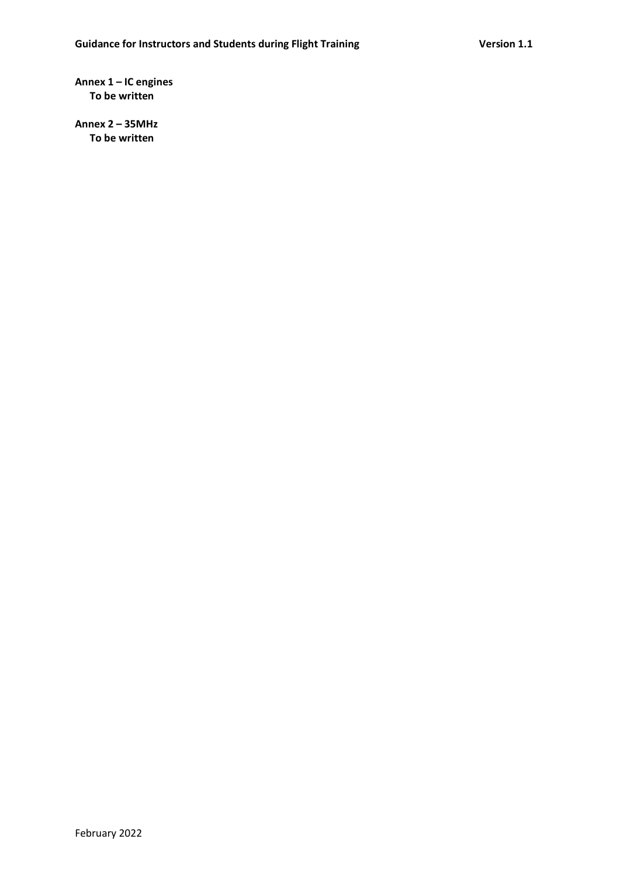**Annex 1 – IC engines**

**To be written**

**Annex 2 – 35MHz**

**To be written**